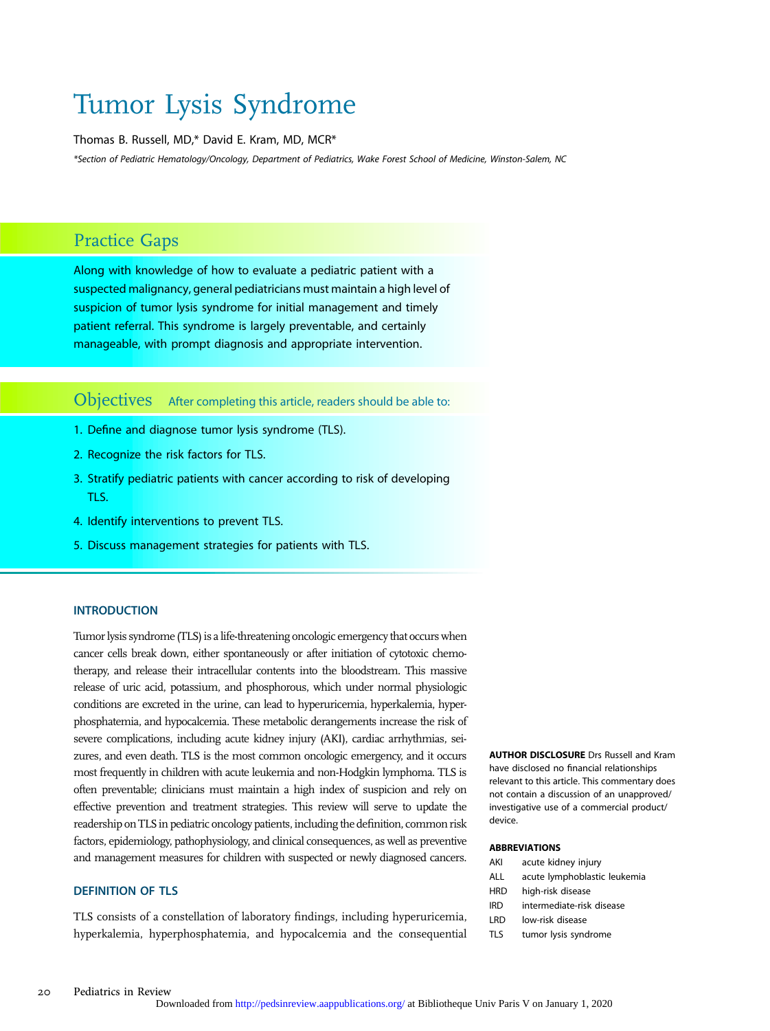# Tumor Lysis Syndrome

Thomas B. Russell, MD,* David E. Kram, MD, MCR*

*Section of Pediatric Hematology/Oncology, Department of Pediatrics, Wake Forest School of Medicine, Winston-Salem, NC

## Practice Gaps

Along with knowledge of how to evaluate a pediatric patient with a suspected malignancy, general pediatricians must maintain a high level of suspicion of tumor lysis syndrome for initial management and timely patient referral. This syndrome is largely preventable, and certainly manageable, with prompt diagnosis and appropriate intervention.

## Objectives

After completing this article, readers should be able to:

1. Define and diagnose tumor lysis syndrome (TLS).
2. Recognize the risk factors for TLS.
3. Stratify pediatric patients with cancer according to risk of developing TLS.
4. Identify interventions to prevent TLS.
5. Discuss management strategies for patients with TLS.

### INTRODUCTION

Tumor lysis syndrome (TLS) is a life-threatening oncologic emergency that occurs when cancer cells break down, either spontaneously or after initiation of cytotoxic chemotherapy, and release their intracellular contents into the bloodstream. This massive release of uric acid, potassium, and phosphorous, which under normal physiologic conditions are excreted in the urine, can lead to hyperuricemia, hyperkalemia, hyperphosphatemia, and hypocalcemia. These metabolic derangements increase the risk of severe complications, including acute kidney injury (AKI), cardiac arrhythmias, seizures, and even death. TLS is the most common oncologic emergency, and it occurs most frequently in children with acute leukemia and non-Hodgkin lymphoma. TLS is often preventable; clinicians must maintain a high index of suspicion and rely on effective prevention and treatment strategies. This review will serve to update the readership on TLS in pediatric oncology patients, including the definition, common risk factors, epidemiology, pathophysiology, and clinical consequences, as well as preventive and management measures for children with suspected or newly diagnosed cancers.

### DEFINITION OF TLS

TLS consists of a constellation of laboratory findings, including hyperuricemia, hyperkalemia, hyperphosphatemia, and hypocalcemia and the consequential

**AUTHOR DISCLOSURE** Drs Russell and Kram have disclosed no financial relationships relevant to this article. This commentary does not contain a discussion of an unapproved/investigative use of a commercial product/device.

**ABBREVIATIONS**

| | |
|---|---|
| AKI | acute kidney injury |
| ALL | acute lymphoblastic leukemia |
| HRD | high-risk disease |
| IRD | intermediate-risk disease |
| LRD | low-risk disease |
| TLS | tumor lysis syndrome |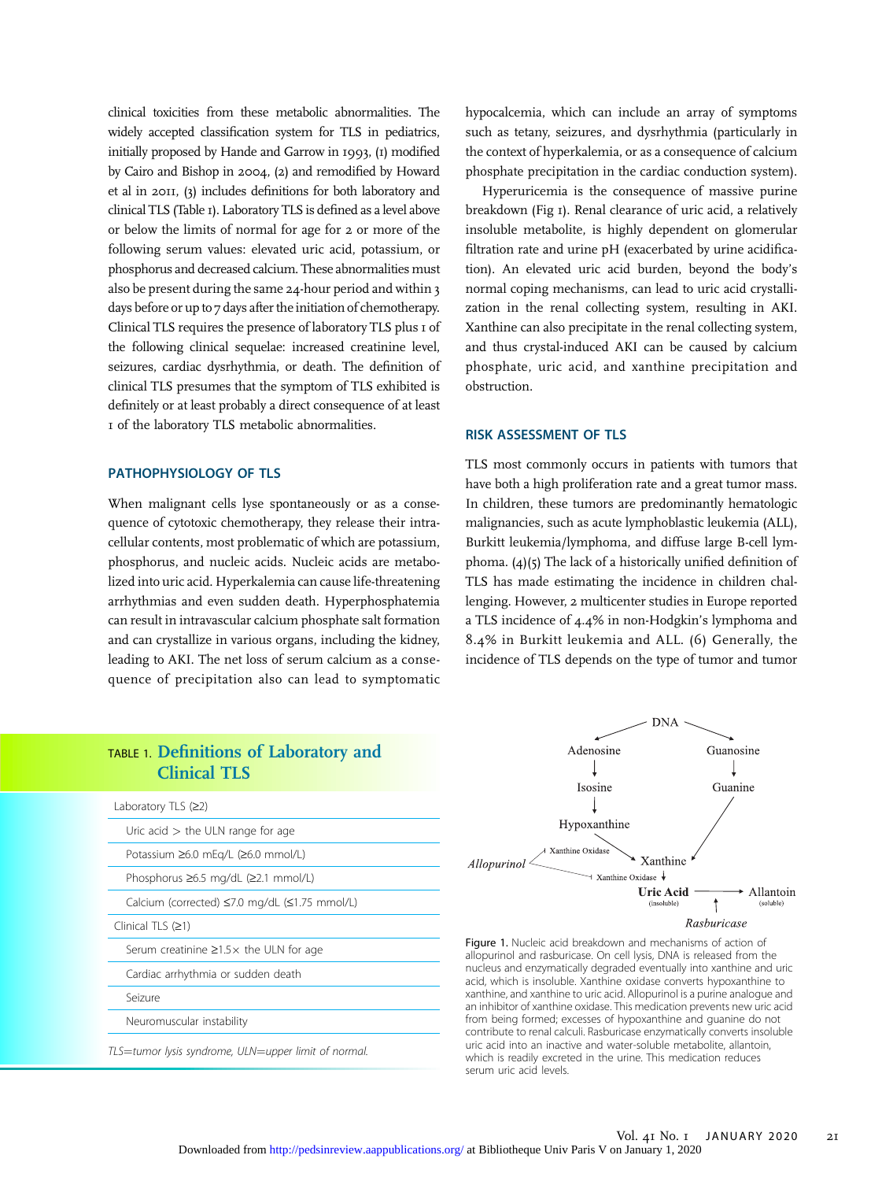clinical toxicities from these metabolic abnormalities. The widely accepted classification system for TLS in pediatrics, initially proposed by Hande and Garrow in 1993, (1) modified by Cairo and Bishop in 2004, (2) and remodified by Howard et al in 2011, (3) includes definitions for both laboratory and clinical TLS (Table 1). Laboratory TLS is defined as a level above or below the limits of normal for age for 2 or more of the following serum values: elevated uric acid, potassium, or phosphorus and decreased calcium. These abnormalities must also be present during the same 24-hour period and within 3 days before or up to 7 days after the initiation of chemotherapy. Clinical TLS requires the presence of laboratory TLS plus 1 of the following clinical sequelae: increased creatinine level, seizures, cardiac dysrhythmia, or death. The definition of clinical TLS presumes that the symptom of TLS exhibited is definitely or at least probably a direct consequence of at least 1 of the laboratory TLS metabolic abnormalities.

## PATHOPHYSIOLOGY OF TLS

When malignant cells lyse spontaneously or as a consequence of cytotoxic chemotherapy, they release their intracellular contents, most problematic of which are potassium, phosphorus, and nucleic acids. Nucleic acids are metabolized into uric acid. Hyperkalemia can cause life-threatening arrhythmias and even sudden death. Hyperphosphatemia can result in intravascular calcium phosphate salt formation and can crystallize in various organs, including the kidney, leading to AKI. The net loss of serum calcium as a consequence of precipitation also can lead to symptomatic hypocalcemia, which can include an array of symptoms such as tetany, seizures, and dysrhythmia (particularly in the context of hyperkalemia, or as a consequence of calcium phosphate precipitation in the cardiac conduction system).

Hyperuricemia is the consequence of massive purine breakdown (Fig 1). Renal clearance of uric acid, a relatively insoluble metabolite, is highly dependent on glomerular filtration rate and urine pH (exacerbated by urine acidification). An elevated uric acid burden, beyond the body's normal coping mechanisms, can lead to uric acid crystallization in the renal collecting system, resulting in AKI. Xanthine can also precipitate in the renal collecting system, and thus crystal-induced AKI can be caused by calcium phosphate, uric acid, and xanthine precipitation and obstruction.

## RISK ASSESSMENT OF TLS

TLS most commonly occurs in patients with tumors that have both a high proliferation rate and a great tumor mass. In children, these tumors are predominantly hematologic malignancies, such as acute lymphoblastic leukemia (ALL), Burkitt leukemia/lymphoma, and diffuse large B-cell lymphoma. (4)(5) The lack of a historically unified definition of TLS has made estimating the incidence in children challenging. However, 2 multicenter studies in Europe reported a TLS incidence of 4.4% in non-Hodgkin's lymphoma and 8.4% in Burkitt leukemia and ALL. (6) Generally, the incidence of TLS depends on the type of tumor and tumor

TABLE 1. **Definitions of Laboratory and Clinical TLS**

| Laboratory TLS (≥2) |
|---|
| Uric acid > the ULN range for age |
| Potassium ≥6.0 mEq/L (≥6.0 mmol/L) |
| Phosphorus ≥6.5 mg/dL (≥2.1 mmol/L) |
| Calcium (corrected) ≤7.0 mg/dL (≤1.75 mmol/L) |
| **Clinical TLS (≥1)** |
| Serum creatinine ≥1.5× the ULN for age |
| Cardiac arrhythmia or sudden death |
| Seizure |
| Neuromuscular instability |

*TLS=tumor lysis syndrome, ULN=upper limit of normal.*

Figure 1. Nucleic acid breakdown and mechanisms of action of allopurinol and rasburicase. On cell lysis, DNA is released from the nucleus and enzymatically degraded eventually into xanthine and uric acid, which is insoluble. Xanthine oxidase converts hypoxanthine to xanthine, and xanthine to uric acid. Allopurinol is a purine analogue and an inhibitor of xanthine oxidase. This medication prevents new uric acid from being formed; excesses of hypoxanthine and guanine do not contribute to renal calculi. Rasburicase enzymatically converts insoluble uric acid into an inactive and water-soluble metabolite, allantoin, which is readily excreted in the urine. This medication reduces serum uric acid levels.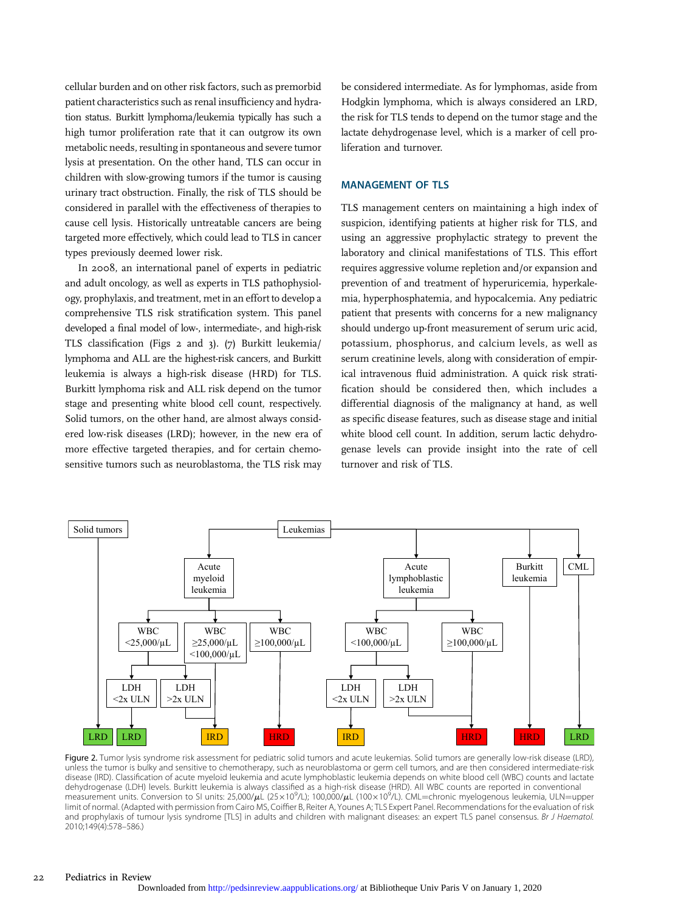cellular burden and on other risk factors, such as premorbid patient characteristics such as renal insufficiency and hydration status. Burkitt lymphoma/leukemia typically has such a high tumor proliferation rate that it can outgrow its own metabolic needs, resulting in spontaneous and severe tumor lysis at presentation. On the other hand, TLS can occur in children with slow-growing tumors if the tumor is causing urinary tract obstruction. Finally, the risk of TLS should be considered in parallel with the effectiveness of therapies to cause cell lysis. Historically untreatable cancers are being targeted more effectively, which could lead to TLS in cancer types previously deemed lower risk.

In 2008, an international panel of experts in pediatric and adult oncology, as well as experts in TLS pathophysiology, prophylaxis, and treatment, met in an effort to develop a comprehensive TLS risk stratification system. This panel developed a final model of low-, intermediate-, and high-risk TLS classification (Figs 2 and 3). (7) Burkitt leukemia/lymphoma and ALL are the highest-risk cancers, and Burkitt leukemia is always a high-risk disease (HRD) for TLS. Burkitt lymphoma risk and ALL risk depend on the tumor stage and presenting white blood cell count, respectively. Solid tumors, on the other hand, are almost always considered low-risk diseases (LRD); however, in the new era of more effective targeted therapies, and for certain chemosensitive tumors such as neuroblastoma, the TLS risk may be considered intermediate. As for lymphomas, aside from Hodgkin lymphoma, which is always considered an LRD, the risk for TLS tends to depend on the tumor stage and the lactate dehydrogenase level, which is a marker of cell proliferation and turnover.

## MANAGEMENT OF TLS

TLS management centers on maintaining a high index of suspicion, identifying patients at higher risk for TLS, and using an aggressive prophylactic strategy to prevent the laboratory and clinical manifestations of TLS. This effort requires aggressive volume repletion and/or expansion and prevention of and treatment of hyperuricemia, hyperkalemia, hyperphosphatemia, and hypocalcemia. Any pediatric patient that presents with concerns for a new malignancy should undergo up-front measurement of serum uric acid, potassium, phosphorus, and calcium levels, as well as serum creatinine levels, along with consideration of empirical intravenous fluid administration. A quick risk stratification should be considered then, which includes a differential diagnosis of the malignancy at hand, as well as specific disease features, such as disease stage and initial white blood cell count. In addition, serum lactic dehydrogenase levels can provide insight into the rate of cell turnover and risk of TLS.

Solid tumors
Leukemias
Acute myeloid leukemia
Acute lymphoblastic leukemia
Burkitt leukemia
CML
WBC <25,000/μL
WBC ≥25,000/μL <100,000/μL
WBC ≥100,000/μL
WBC <100,000/μL
WBC ≥100,000/μL
LDH <2x ULN
LDH >2x ULN
LDH <2x ULN
LDH >2x ULN
LRD
LRD
IRD
HRD
IRD
HRD
HRD
LRD

Figure 2. Tumor lysis syndrome risk assessment for pediatric solid tumors and acute leukemias. Solid tumors are generally low-risk disease (LRD), unless the tumor is bulky and sensitive to chemotherapy, such as neuroblastoma or germ cell tumors, and are then considered intermediate-risk disease (IRD). Classification of acute myeloid leukemia and acute lymphoblastic leukemia depends on white blood cell (WBC) counts and lactate dehydrogenase (LDH) levels. Burkitt leukemia is always classified as a high-risk disease (HRD). All WBC counts are reported in conventional measurement units. Conversion to SI units: 25,000/μL ($25\times10^9$/L); 100,000/μL ($100\times10^9$/L). CML=chronic myelogenous leukemia, ULN=upper limit of normal. (Adapted with permission from Cairo MS, Coiffier B, Reiter A, Younes A; TLS Expert Panel. Recommendations for the evaluation of risk and prophylaxis of tumour lysis syndrome [TLS] in adults and children with malignant diseases: an expert TLS panel consensus. *Br J Haematol.* 2010;149(4):578–586.)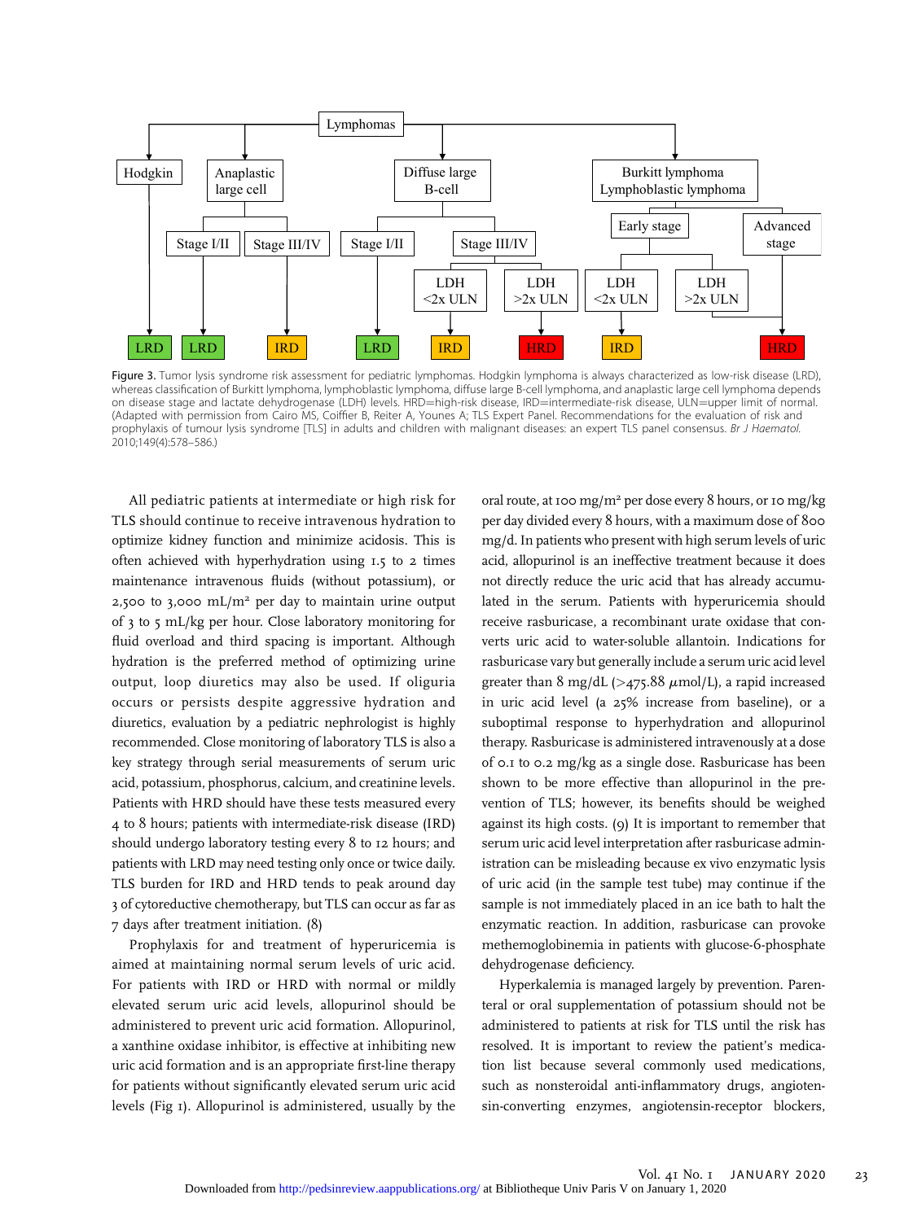Lymphomas

| Lymphoma type | Stage / subgroup | LDH | Risk |
| --- | --- | --- | --- |
| Hodgkin | | | LRD |
| Anaplastic large cell | Stage I/II | | LRD |
| Anaplastic large cell | Stage III/IV | | IRD |
| Diffuse large B-cell | Stage I/II | | LRD |
| Diffuse large B-cell | Stage III/IV | LDH <2x ULN | IRD |
| Diffuse large B-cell | Stage III/IV | LDH >2x ULN | HRD |
| Burkitt lymphoma, Lymphoblastic lymphoma | Early stage | LDH <2x ULN | IRD |
| Burkitt lymphoma, Lymphoblastic lymphoma | Early stage | LDH >2x ULN | HRD |
| Burkitt lymphoma, Lymphoblastic lymphoma | Advanced stage | | HRD |

Figure 3. Tumor lysis syndrome risk assessment for pediatric lymphomas. Hodgkin lymphoma is always characterized as low-risk disease (LRD), whereas classification of Burkitt lymphoma, lymphoblastic lymphoma, diffuse large B-cell lymphoma, and anaplastic large cell lymphoma depends on disease stage and lactate dehydrogenase (LDH) levels. HRD=high-risk disease, IRD=intermediate-risk disease, ULN=upper limit of normal. (Adapted with permission from Cairo MS, Coiffier B, Reiter A, Younes A; TLS Expert Panel. Recommendations for the evaluation of risk and prophylaxis of tumour lysis syndrome [TLS] in adults and children with malignant diseases: an expert TLS panel consensus. *Br J Haematol.* 2010;149(4):578–586.)

All pediatric patients at intermediate or high risk for TLS should continue to receive intravenous hydration to optimize kidney function and minimize acidosis. This is often achieved with hyperhydration using 1.5 to 2 times maintenance intravenous fluids (without potassium), or 2,500 to 3,000 mL/m² per day to maintain urine output of 3 to 5 mL/kg per hour. Close laboratory monitoring for fluid overload and third spacing is important. Although hydration is the preferred method of optimizing urine output, loop diuretics may also be used. If oliguria occurs or persists despite aggressive hydration and diuretics, evaluation by a pediatric nephrologist is highly recommended. Close monitoring of laboratory TLS is also a key strategy through serial measurements of serum uric acid, potassium, phosphorus, calcium, and creatinine levels. Patients with HRD should have these tests measured every 4 to 8 hours; patients with intermediate-risk disease (IRD) should undergo laboratory testing every 8 to 12 hours; and patients with LRD may need testing only once or twice daily. TLS burden for IRD and HRD tends to peak around day 3 of cytoreductive chemotherapy, but TLS can occur as far as 7 days after treatment initiation. (8)

Prophylaxis for and treatment of hyperuricemia is aimed at maintaining normal serum levels of uric acid. For patients with IRD or HRD with normal or mildly elevated serum uric acid levels, allopurinol should be administered to prevent uric acid formation. Allopurinol, a xanthine oxidase inhibitor, is effective at inhibiting new uric acid formation and is an appropriate first-line therapy for patients without significantly elevated serum uric acid levels (Fig 1). Allopurinol is administered, usually by the oral route, at 100 mg/m² per dose every 8 hours, or 10 mg/kg per day divided every 8 hours, with a maximum dose of 800 mg/d. In patients who present with high serum levels of uric acid, allopurinol is an ineffective treatment because it does not directly reduce the uric acid that has already accumulated in the serum. Patients with hyperuricemia should receive rasburicase, a recombinant urate oxidase that converts uric acid to water-soluble allantoin. Indications for rasburicase vary but generally include a serum uric acid level greater than 8 mg/dL (>475.88 μmol/L), a rapid increased in uric acid level (a 25% increase from baseline), or a suboptimal response to hyperhydration and allopurinol therapy. Rasburicase is administered intravenously at a dose of 0.1 to 0.2 mg/kg as a single dose. Rasburicase has been shown to be more effective than allopurinol in the prevention of TLS; however, its benefits should be weighed against its high costs. (9) It is important to remember that serum uric acid level interpretation after rasburicase administration can be misleading because ex vivo enzymatic lysis of uric acid (in the sample test tube) may continue if the sample is not immediately placed in an ice bath to halt the enzymatic reaction. In addition, rasburicase can provoke methemoglobinemia in patients with glucose-6-phosphate dehydrogenase deficiency.

Hyperkalemia is managed largely by prevention. Parenteral or oral supplementation of potassium should not be administered to patients at risk for TLS until the risk has resolved. It is important to review the patient's medication list because several commonly used medications, such as nonsteroidal anti-inflammatory drugs, angiotensin-converting enzymes, angiotensin-receptor blockers,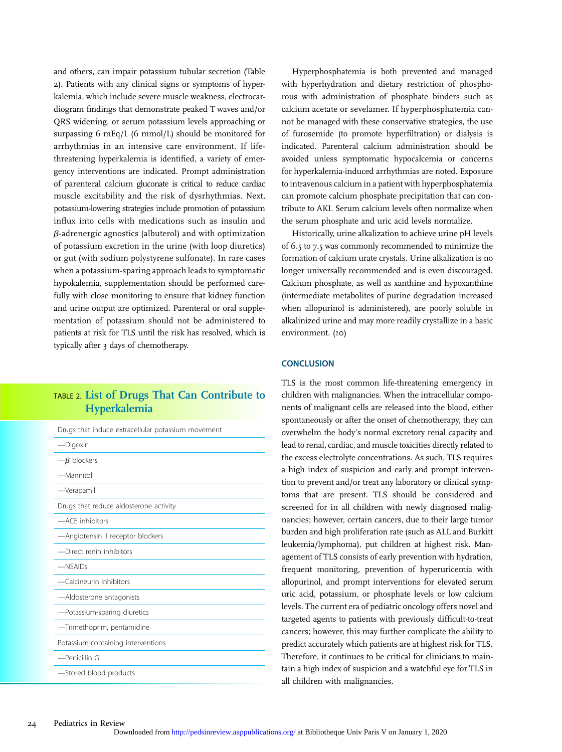and others, can impair potassium tubular secretion (Table 2). Patients with any clinical signs or symptoms of hyperkalemia, which include severe muscle weakness, electrocardiogram findings that demonstrate peaked T waves and/or QRS widening, or serum potassium levels approaching or surpassing 6 mEq/L (6 mmol/L) should be monitored for arrhythmias in an intensive care environment. If life-threatening hyperkalemia is identified, a variety of emergency interventions are indicated. Prompt administration of parenteral calcium gluconate is critical to reduce cardiac muscle excitability and the risk of dysrhythmias. Next, potassium-lowering strategies include promotion of potassium influx into cells with medications such as insulin and β-adrenergic agnostics (albuterol) and with optimization of potassium excretion in the urine (with loop diuretics) or gut (with sodium polystyrene sulfonate). In rare cases when a potassium-sparing approach leads to symptomatic hypokalemia, supplementation should be performed carefully with close monitoring to ensure that kidney function and urine output are optimized. Parenteral or oral supplementation of potassium should not be administered to patients at risk for TLS until the risk has resolved, which is typically after 3 days of chemotherapy.

**TABLE 2. List of Drugs That Can Contribute to Hyperkalemia**

| |
|---|
| Drugs that induce extracellular potassium movement |
| —Digoxin |
| —β blockers |
| —Mannitol |
| —Verapamil |
| Drugs that reduce aldosterone activity |
| —ACE inhibitors |
| —Angiotensin II receptor blockers |
| —Direct renin inhibitors |
| —NSAIDs |
| —Calcineurin inhibitors |
| —Aldosterone antagonists |
| —Potassium-sparing diuretics |
| —Trimethoprim, pentamidine |
| Potassium-containing interventions |
| —Penicillin G |
| —Stored blood products |

Hyperphosphatemia is both prevented and managed with hyperhydration and dietary restriction of phosphorous with administration of phosphate binders such as calcium acetate or sevelamer. If hyperphosphatemia cannot be managed with these conservative strategies, the use of furosemide (to promote hyperfiltration) or dialysis is indicated. Parenteral calcium administration should be avoided unless symptomatic hypocalcemia or concerns for hyperkalemia-induced arrhythmias are noted. Exposure to intravenous calcium in a patient with hyperphosphatemia can promote calcium phosphate precipitation that can contribute to AKI. Serum calcium levels often normalize when the serum phosphate and uric acid levels normalize.

Historically, urine alkalization to achieve urine pH levels of 6.5 to 7.5 was commonly recommended to minimize the formation of calcium urate crystals. Urine alkalization is no longer universally recommended and is even discouraged. Calcium phosphate, as well as xanthine and hypoxanthine (intermediate metabolites of purine degradation increased when allopurinol is administered), are poorly soluble in alkalinized urine and may more readily crystallize in a basic environment. (10)

## CONCLUSION

TLS is the most common life-threatening emergency in children with malignancies. When the intracellular components of malignant cells are released into the blood, either spontaneously or after the onset of chemotherapy, they can overwhelm the body's normal excretory renal capacity and lead to renal, cardiac, and muscle toxicities directly related to the excess electrolyte concentrations. As such, TLS requires a high index of suspicion and early and prompt intervention to prevent and/or treat any laboratory or clinical symptoms that are present. TLS should be considered and screened for in all children with newly diagnosed malignancies; however, certain cancers, due to their large tumor burden and high proliferation rate (such as ALL and Burkitt leukemia/lymphoma), put children at highest risk. Management of TLS consists of early prevention with hydration, frequent monitoring, prevention of hyperuricemia with allopurinol, and prompt interventions for elevated serum uric acid, potassium, or phosphate levels or low calcium levels. The current era of pediatric oncology offers novel and targeted agents to patients with previously difficult-to-treat cancers; however, this may further complicate the ability to predict accurately which patients are at highest risk for TLS. Therefore, it continues to be critical for clinicians to maintain a high index of suspicion and a watchful eye for TLS in all children with malignancies.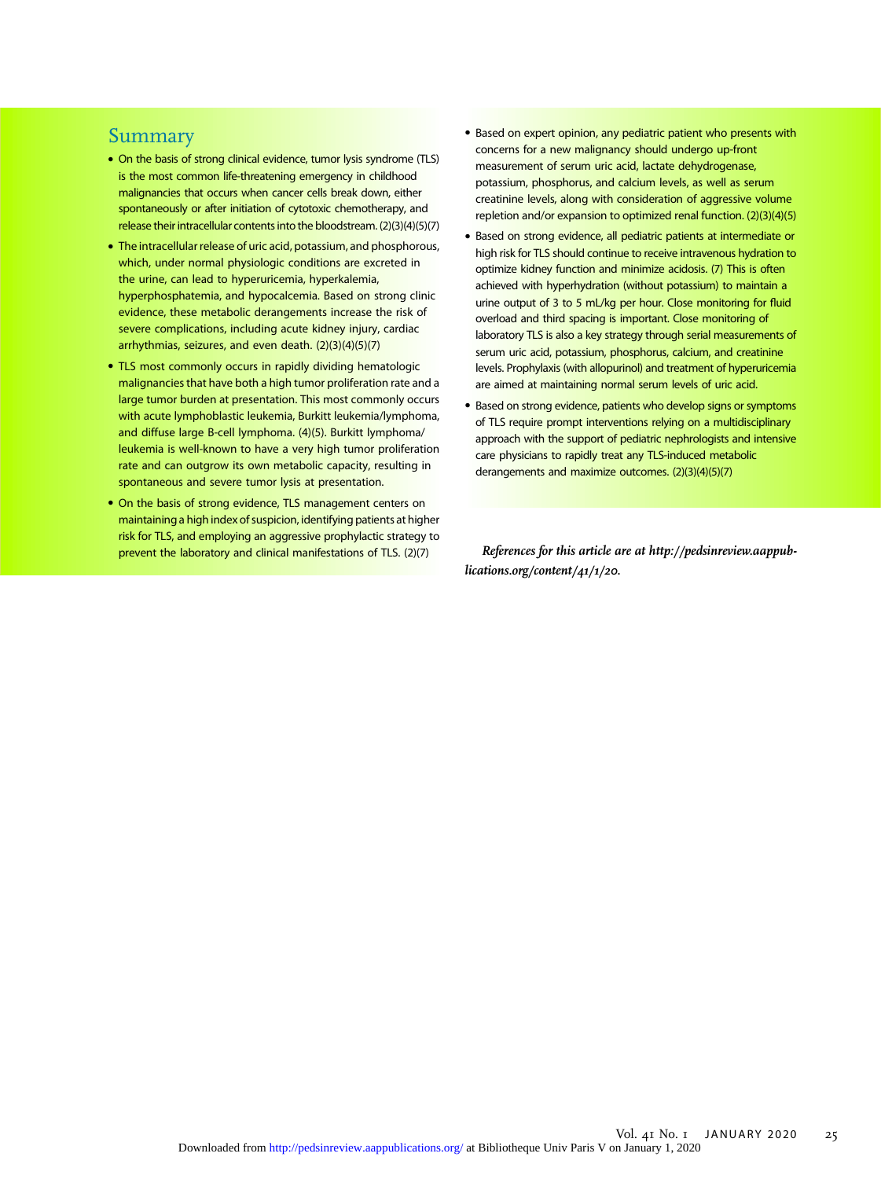## Summary

- On the basis of strong clinical evidence, tumor lysis syndrome (TLS) is the most common life-threatening emergency in childhood malignancies that occurs when cancer cells break down, either spontaneously or after initiation of cytotoxic chemotherapy, and release their intracellular contents into the bloodstream. (2)(3)(4)(5)(7)
- The intracellular release of uric acid, potassium, and phosphorous, which, under normal physiologic conditions are excreted in the urine, can lead to hyperuricemia, hyperkalemia, hyperphosphatemia, and hypocalcemia. Based on strong clinic evidence, these metabolic derangements increase the risk of severe complications, including acute kidney injury, cardiac arrhythmias, seizures, and even death. (2)(3)(4)(5)(7)
- TLS most commonly occurs in rapidly dividing hematologic malignancies that have both a high tumor proliferation rate and a large tumor burden at presentation. This most commonly occurs with acute lymphoblastic leukemia, Burkitt leukemia/lymphoma, and diffuse large B-cell lymphoma. (4)(5). Burkitt lymphoma/leukemia is well-known to have a very high tumor proliferation rate and can outgrow its own metabolic capacity, resulting in spontaneous and severe tumor lysis at presentation.
- On the basis of strong evidence, TLS management centers on maintaining a high index of suspicion, identifying patients at higher risk for TLS, and employing an aggressive prophylactic strategy to prevent the laboratory and clinical manifestations of TLS. (2)(7)
- Based on expert opinion, any pediatric patient who presents with concerns for a new malignancy should undergo up-front measurement of serum uric acid, lactate dehydrogenase, potassium, phosphorus, and calcium levels, as well as serum creatinine levels, along with consideration of aggressive volume repletion and/or expansion to optimized renal function. (2)(3)(4)(5)
- Based on strong evidence, all pediatric patients at intermediate or high risk for TLS should continue to receive intravenous hydration to optimize kidney function and minimize acidosis. (7) This is often achieved with hyperhydration (without potassium) to maintain a urine output of 3 to 5 mL/kg per hour. Close monitoring for fluid overload and third spacing is important. Close monitoring of laboratory TLS is also a key strategy through serial measurements of serum uric acid, potassium, phosphorus, calcium, and creatinine levels. Prophylaxis (with allopurinol) and treatment of hyperuricemia are aimed at maintaining normal serum levels of uric acid.
- Based on strong evidence, patients who develop signs or symptoms of TLS require prompt interventions relying on a multidisciplinary approach with the support of pediatric nephrologists and intensive care physicians to rapidly treat any TLS-induced metabolic derangements and maximize outcomes. (2)(3)(4)(5)(7)

*References for this article are at http://pedsinreview.aappublications.org/content/41/1/20.*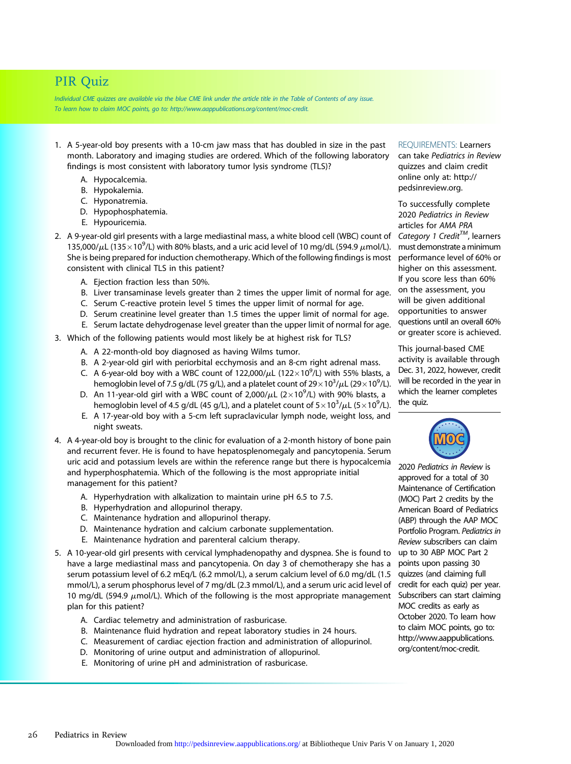# PIR Quiz

*Individual CME quizzes are available via the blue CME link under the article title in the Table of Contents of any issue. To learn how to claim MOC points, go to: http://www.aappublications.org/content/moc-credit.*

1. A 5-year-old boy presents with a 10-cm jaw mass that has doubled in size in the past month. Laboratory and imaging studies are ordered. Which of the following laboratory findings is most consistent with laboratory tumor lysis syndrome (TLS)?
   A. Hypocalcemia.
   B. Hypokalemia.
   C. Hyponatremia.
   D. Hypophosphatemia.
   E. Hypouricemia.

2. A 9-year-old girl presents with a large mediastinal mass, a white blood cell (WBC) count of 135,000/$\mu$L ($135 \times 10^9$/L) with 80% blasts, and a uric acid level of 10 mg/dL (594.9 $\mu$mol/L). She is being prepared for induction chemotherapy. Which of the following findings is most consistent with clinical TLS in this patient?
   A. Ejection fraction less than 50%.
   B. Liver transaminase levels greater than 2 times the upper limit of normal for age.
   C. Serum C-reactive protein level 5 times the upper limit of normal for age.
   D. Serum creatinine level greater than 1.5 times the upper limit of normal for age.
   E. Serum lactate dehydrogenase level greater than the upper limit of normal for age.

3. Which of the following patients would most likely be at highest risk for TLS?
   A. A 22-month-old boy diagnosed as having Wilms tumor.
   B. A 2-year-old girl with periorbital ecchymosis and an 8-cm right adrenal mass.
   C. A 6-year-old boy with a WBC count of 122,000/$\mu$L ($122 \times 10^9$/L) with 55% blasts, a hemoglobin level of 7.5 g/dL (75 g/L), and a platelet count of $29 \times 10^3$/$\mu$L ($29 \times 10^9$/L).
   D. An 11-year-old girl with a WBC count of 2,000/$\mu$L ($2 \times 10^9$/L) with 90% blasts, a hemoglobin level of 4.5 g/dL (45 g/L), and a platelet count of $5 \times 10^3$/$\mu$L ($5 \times 10^9$/L).
   E. A 17-year-old boy with a 5-cm left supraclavicular lymph node, weight loss, and night sweats.

4. A 4-year-old boy is brought to the clinic for evaluation of a 2-month history of bone pain and recurrent fever. He is found to have hepatosplenomegaly and pancytopenia. Serum uric acid and potassium levels are within the reference range but there is hypocalcemia and hyperphosphatemia. Which of the following is the most appropriate initial management for this patient?
   A. Hyperhydration with alkalization to maintain urine pH 6.5 to 7.5.
   B. Hyperhydration and allopurinol therapy.
   C. Maintenance hydration and allopurinol therapy.
   D. Maintenance hydration and calcium carbonate supplementation.
   E. Maintenance hydration and parenteral calcium therapy.

5. A 10-year-old girl presents with cervical lymphadenopathy and dyspnea. She is found to have a large mediastinal mass and pancytopenia. On day 3 of chemotherapy she has a serum potassium level of 6.2 mEq/L (6.2 mmol/L), a serum calcium level of 6.0 mg/dL (1.5 mmol/L), a serum phosphorus level of 7 mg/dL (2.3 mmol/L), and a serum uric acid level of 10 mg/dL (594.9 $\mu$mol/L). Which of the following is the most appropriate management plan for this patient?
   A. Cardiac telemetry and administration of rasburicase.
   B. Maintenance fluid hydration and repeat laboratory studies in 24 hours.
   C. Measurement of cardiac ejection fraction and administration of allopurinol.
   D. Monitoring of urine output and administration of allopurinol.
   E. Monitoring of urine pH and administration of rasburicase.

REQUIREMENTS: Learners can take *Pediatrics in Review* quizzes and claim credit online only at: http://pedsinreview.org.

To successfully complete 2020 *Pediatrics in Review* articles for *AMA PRA Category 1 Credit*™, learners must demonstrate a minimum performance level of 60% or higher on this assessment. If you score less than 60% on the assessment, you will be given additional opportunities to answer questions until an overall 60% or greater score is achieved.

This journal-based CME activity is available through Dec. 31, 2022, however, credit will be recorded in the year in which the learner completes the quiz.

2020 *Pediatrics in Review* is approved for a total of 30 Maintenance of Certification (MOC) Part 2 credits by the American Board of Pediatrics (ABP) through the AAP MOC Portfolio Program. *Pediatrics in Review* subscribers can claim up to 30 ABP MOC Part 2 points upon passing 30 quizzes (and claiming full credit for each quiz) per year. Subscribers can start claiming MOC credits as early as October 2020. To learn how to claim MOC points, go to: http://www.aappublications.org/content/moc-credit.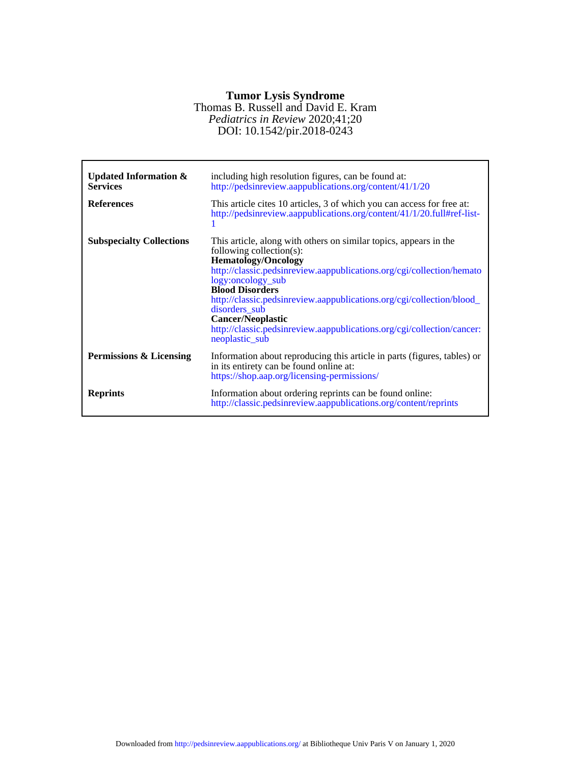# Tumor Lysis Syndrome

Thomas B. Russell and David E. Kram

*Pediatrics in Review* 2020;41;20

DOI: 10.1542/pir.2018-0243

| | |
|---|---|
| **Updated Information & Services** | including high resolution figures, can be found at: http://pedsinreview.aappublications.org/content/41/1/20 |
| **References** | This article cites 10 articles, 3 of which you can access for free at: http://pedsinreview.aappublications.org/content/41/1/20.full#ref-list-1 |
| **Subspecialty Collections** | This article, along with others on similar topics, appears in the following collection(s): **Hematology/Oncology** http://classic.pedsinreview.aappublications.org/cgi/collection/hematology:oncology_sub **Blood Disorders** http://classic.pedsinreview.aappublications.org/cgi/collection/blood_disorders_sub **Cancer/Neoplastic** http://classic.pedsinreview.aappublications.org/cgi/collection/cancer:neoplastic_sub |
| **Permissions & Licensing** | Information about reproducing this article in parts (figures, tables) or in its entirety can be found online at: https://shop.aap.org/licensing-permissions/ |
| **Reprints** | Information about ordering reprints can be found online: http://classic.pedsinreview.aappublications.org/content/reprints |

Downloaded from http://pedsinreview.aappublications.org/ at Bibliotheque Univ Paris V on January 1, 2020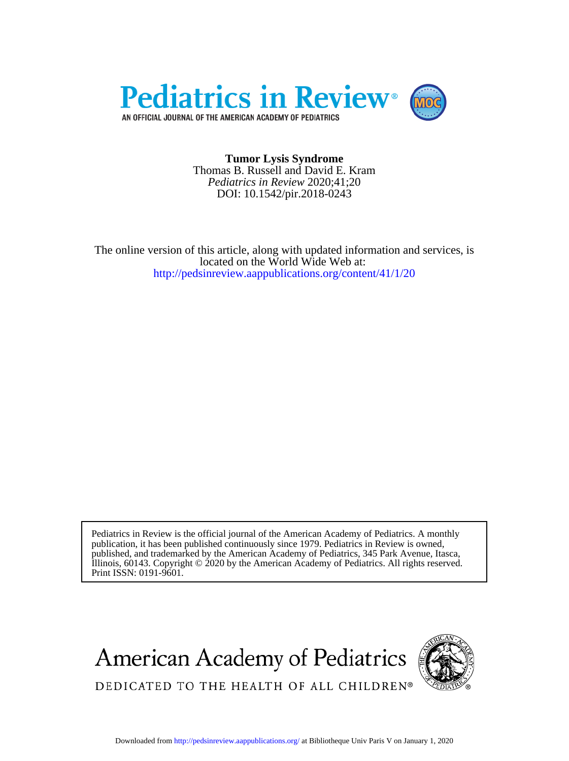# Pediatrics in Review®

AN OFFICIAL JOURNAL OF THE AMERICAN ACADEMY OF PEDIATRICS

**Tumor Lysis Syndrome**

Thomas B. Russell and David E. Kram

*Pediatrics in Review* 2020;41;20

DOI: 10.1542/pir.2018-0243

The online version of this article, along with updated information and services, is located on the World Wide Web at:

http://pedsinreview.aappublications.org/content/41/1/20

Pediatrics in Review is the official journal of the American Academy of Pediatrics. A monthly publication, it has been published continuously since 1979. Pediatrics in Review is owned, published, and trademarked by the American Academy of Pediatrics, 345 Park Avenue, Itasca, Illinois, 60143. Copyright © 2020 by the American Academy of Pediatrics. All rights reserved. Print ISSN: 0191-9601.

American Academy of Pediatrics

DEDICATED TO THE HEALTH OF ALL CHILDREN®

Downloaded from http://pedsinreview.aappublications.org/ at Bibliotheque Univ Paris V on January 1, 2020